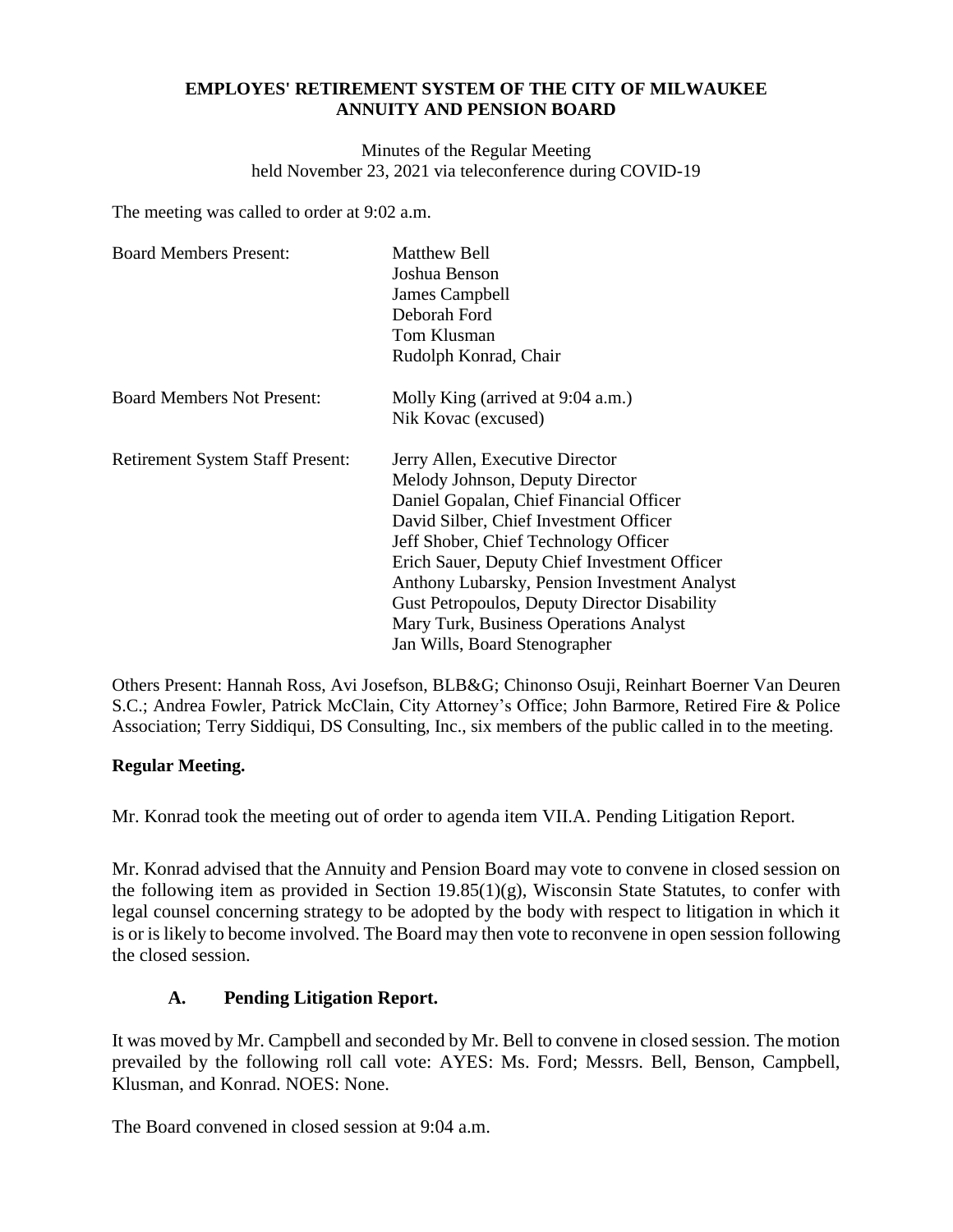**EMPLOYES' RETIREMENT SYSTEM OF THE CITY OF MILWAUKEE**
**ANNUITY AND PENSION BOARD**

Minutes of the Regular Meeting
held November 23, 2021 via teleconference during COVID-19

The meeting was called to order at 9:02 a.m.

| | |
|---|---|
| Board Members Present: | Matthew Bell<br>Joshua Benson<br>James Campbell<br>Deborah Ford<br>Tom Klusman<br>Rudolph Konrad, Chair |
| Board Members Not Present: | Molly King (arrived at 9:04 a.m.)<br>Nik Kovac (excused) |
| Retirement System Staff Present: | Jerry Allen, Executive Director<br>Melody Johnson, Deputy Director<br>Daniel Gopalan, Chief Financial Officer<br>David Silber, Chief Investment Officer<br>Jeff Shober, Chief Technology Officer<br>Erich Sauer, Deputy Chief Investment Officer<br>Anthony Lubarsky, Pension Investment Analyst<br>Gust Petropoulos, Deputy Director Disability<br>Mary Turk, Business Operations Analyst<br>Jan Wills, Board Stenographer |

Others Present: Hannah Ross, Avi Josefson, BLB&G; Chinonso Osuji, Reinhart Boerner Van Deuren S.C.; Andrea Fowler, Patrick McClain, City Attorney's Office; John Barmore, Retired Fire & Police Association; Terry Siddiqui, DS Consulting, Inc., six members of the public called in to the meeting.

**Regular Meeting.**

Mr. Konrad took the meeting out of order to agenda item VII.A. Pending Litigation Report.

Mr. Konrad advised that the Annuity and Pension Board may vote to convene in closed session on the following item as provided in Section 19.85(1)(g), Wisconsin State Statutes, to confer with legal counsel concerning strategy to be adopted by the body with respect to litigation in which it is or is likely to become involved. The Board may then vote to reconvene in open session following the closed session.

### A. Pending Litigation Report.

It was moved by Mr. Campbell and seconded by Mr. Bell to convene in closed session. The motion prevailed by the following roll call vote: AYES: Ms. Ford; Messrs. Bell, Benson, Campbell, Klusman, and Konrad. NOES: None.

The Board convened in closed session at 9:04 a.m.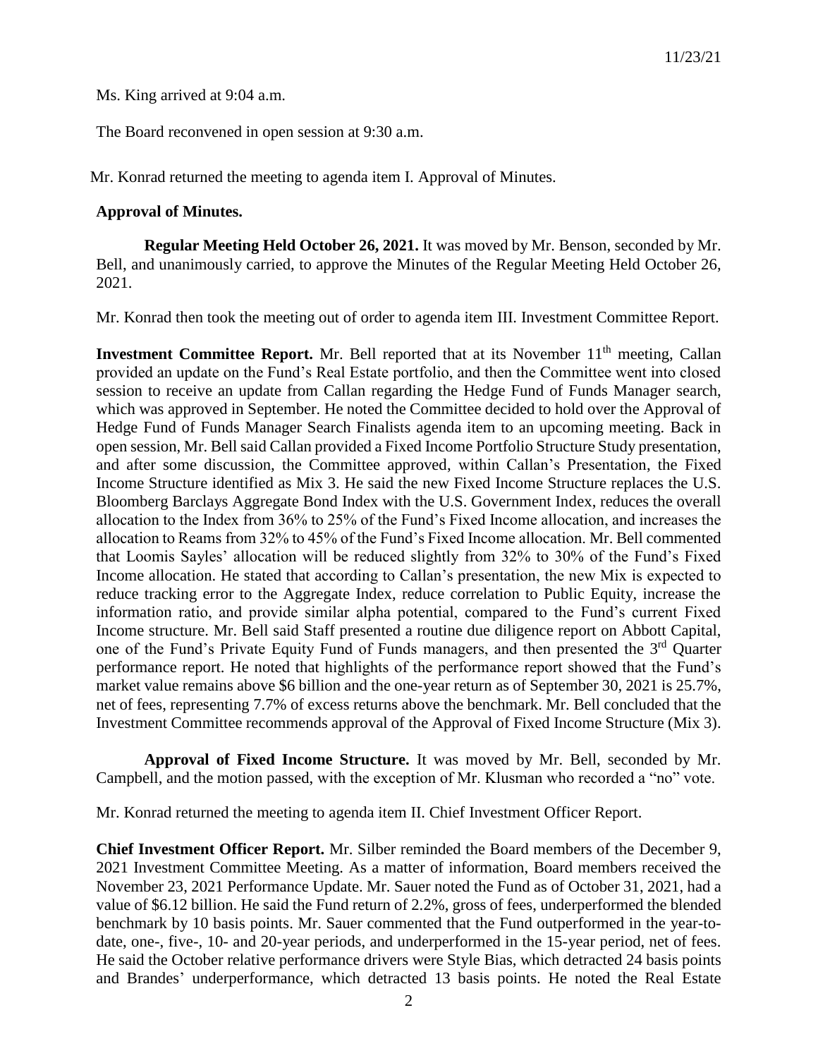Ms. King arrived at 9:04 a.m.

The Board reconvened in open session at 9:30 a.m.

Mr. Konrad returned the meeting to agenda item I. Approval of Minutes.

**Approval of Minutes.**

**Regular Meeting Held October 26, 2021.** It was moved by Mr. Benson, seconded by Mr. Bell, and unanimously carried, to approve the Minutes of the Regular Meeting Held October 26, 2021.

Mr. Konrad then took the meeting out of order to agenda item III. Investment Committee Report.

**Investment Committee Report.** Mr. Bell reported that at its November 11th meeting, Callan provided an update on the Fund's Real Estate portfolio, and then the Committee went into closed session to receive an update from Callan regarding the Hedge Fund of Funds Manager search, which was approved in September. He noted the Committee decided to hold over the Approval of Hedge Fund of Funds Manager Search Finalists agenda item to an upcoming meeting. Back in open session, Mr. Bell said Callan provided a Fixed Income Portfolio Structure Study presentation, and after some discussion, the Committee approved, within Callan's Presentation, the Fixed Income Structure identified as Mix 3. He said the new Fixed Income Structure replaces the U.S. Bloomberg Barclays Aggregate Bond Index with the U.S. Government Index, reduces the overall allocation to the Index from 36% to 25% of the Fund's Fixed Income allocation, and increases the allocation to Reams from 32% to 45% of the Fund's Fixed Income allocation. Mr. Bell commented that Loomis Sayles' allocation will be reduced slightly from 32% to 30% of the Fund's Fixed Income allocation. He stated that according to Callan's presentation, the new Mix is expected to reduce tracking error to the Aggregate Index, reduce correlation to Public Equity, increase the information ratio, and provide similar alpha potential, compared to the Fund's current Fixed Income structure. Mr. Bell said Staff presented a routine due diligence report on Abbott Capital, one of the Fund's Private Equity Fund of Funds managers, and then presented the 3rd Quarter performance report. He noted that highlights of the performance report showed that the Fund's market value remains above $6 billion and the one-year return as of September 30, 2021 is 25.7%, net of fees, representing 7.7% of excess returns above the benchmark. Mr. Bell concluded that the Investment Committee recommends approval of the Approval of Fixed Income Structure (Mix 3).

**Approval of Fixed Income Structure.** It was moved by Mr. Bell, seconded by Mr. Campbell, and the motion passed, with the exception of Mr. Klusman who recorded a "no" vote.

Mr. Konrad returned the meeting to agenda item II. Chief Investment Officer Report.

**Chief Investment Officer Report.** Mr. Silber reminded the Board members of the December 9, 2021 Investment Committee Meeting. As a matter of information, Board members received the November 23, 2021 Performance Update. Mr. Sauer noted the Fund as of October 31, 2021, had a value of $6.12 billion. He said the Fund return of 2.2%, gross of fees, underperformed the blended benchmark by 10 basis points. Mr. Sauer commented that the Fund outperformed in the year-to-date, one-, five-, 10- and 20-year periods, and underperformed in the 15-year period, net of fees. He said the October relative performance drivers were Style Bias, which detracted 24 basis points and Brandes' underperformance, which detracted 13 basis points. He noted the Real Estate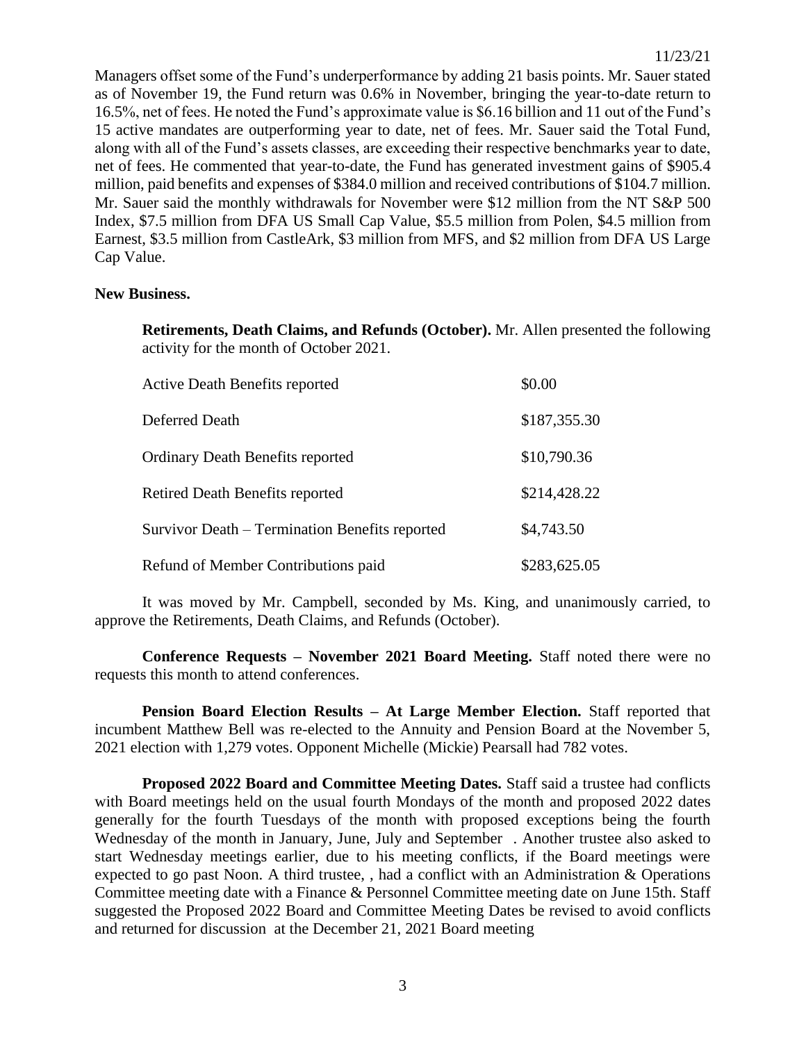Managers offset some of the Fund's underperformance by adding 21 basis points. Mr. Sauer stated as of November 19, the Fund return was 0.6% in November, bringing the year-to-date return to 16.5%, net of fees. He noted the Fund's approximate value is $6.16 billion and 11 out of the Fund's 15 active mandates are outperforming year to date, net of fees. Mr. Sauer said the Total Fund, along with all of the Fund's assets classes, are exceeding their respective benchmarks year to date, net of fees. He commented that year-to-date, the Fund has generated investment gains of $905.4 million, paid benefits and expenses of $384.0 million and received contributions of $104.7 million. Mr. Sauer said the monthly withdrawals for November were $12 million from the NT S&P 500 Index, $7.5 million from DFA US Small Cap Value, $5.5 million from Polen, $4.5 million from Earnest, $3.5 million from CastleArk, $3 million from MFS, and $2 million from DFA US Large Cap Value.

**New Business.**

**Retirements, Death Claims, and Refunds (October).** Mr. Allen presented the following activity for the month of October 2021.

| | |
|---|---|
| Active Death Benefits reported | $0.00 |
| Deferred Death | $187,355.30 |
| Ordinary Death Benefits reported | $10,790.36 |
| Retired Death Benefits reported | $214,428.22 |
| Survivor Death – Termination Benefits reported | $4,743.50 |
| Refund of Member Contributions paid | $283,625.05 |

It was moved by Mr. Campbell, seconded by Ms. King, and unanimously carried, to approve the Retirements, Death Claims, and Refunds (October).

**Conference Requests – November 2021 Board Meeting.** Staff noted there were no requests this month to attend conferences.

**Pension Board Election Results – At Large Member Election.** Staff reported that incumbent Matthew Bell was re-elected to the Annuity and Pension Board at the November 5, 2021 election with 1,279 votes. Opponent Michelle (Mickie) Pearsall had 782 votes.

**Proposed 2022 Board and Committee Meeting Dates.** Staff said a trustee had conflicts with Board meetings held on the usual fourth Mondays of the month and proposed 2022 dates generally for the fourth Tuesdays of the month with proposed exceptions being the fourth Wednesday of the month in January, June, July and September . Another trustee also asked to start Wednesday meetings earlier, due to his meeting conflicts, if the Board meetings were expected to go past Noon. A third trustee, , had a conflict with an Administration & Operations Committee meeting date with a Finance & Personnel Committee meeting date on June 15th. Staff suggested the Proposed 2022 Board and Committee Meeting Dates be revised to avoid conflicts and returned for discussion at the December 21, 2021 Board meeting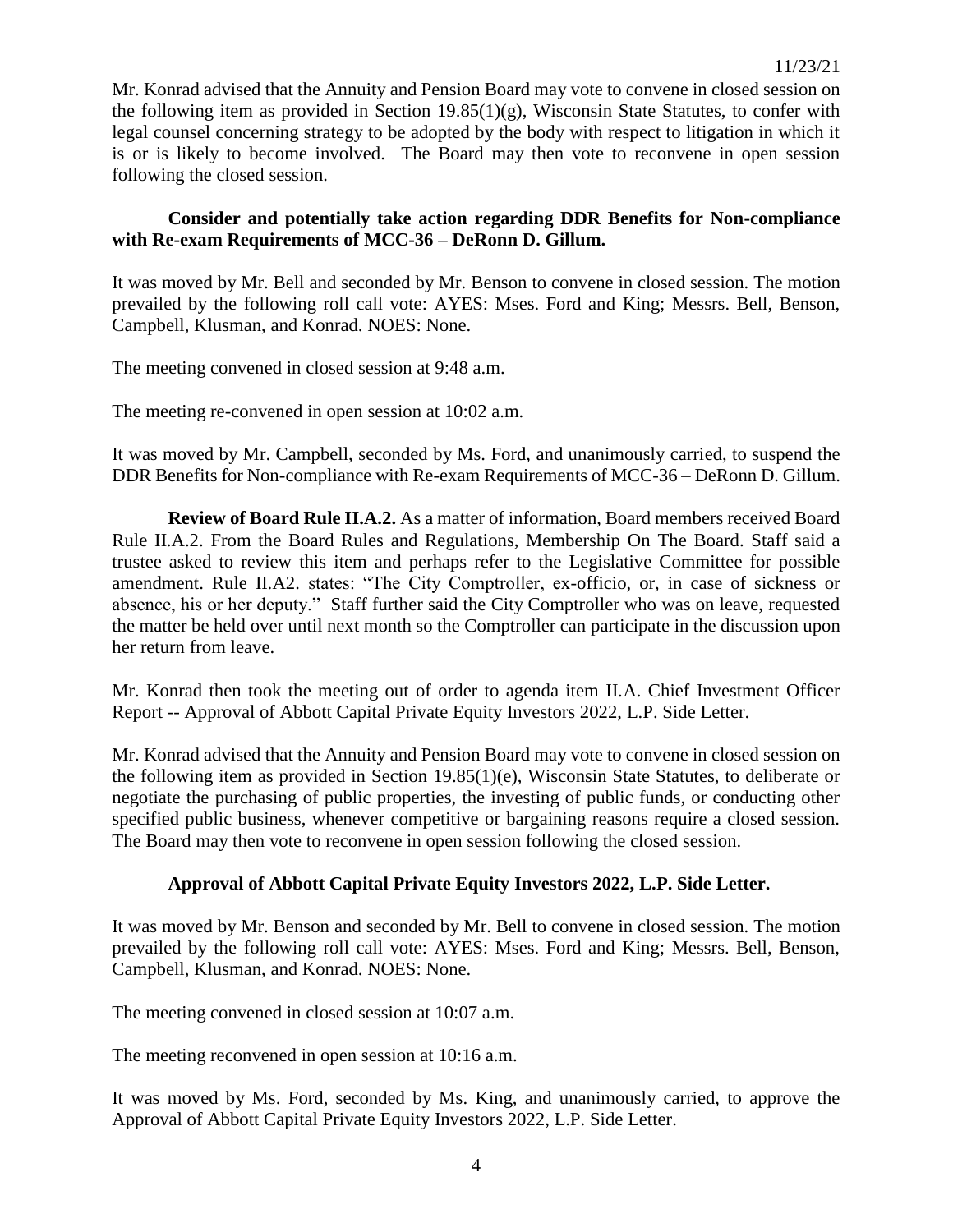Mr. Konrad advised that the Annuity and Pension Board may vote to convene in closed session on the following item as provided in Section 19.85(1)(g), Wisconsin State Statutes, to confer with legal counsel concerning strategy to be adopted by the body with respect to litigation in which it is or is likely to become involved. The Board may then vote to reconvene in open session following the closed session.

**Consider and potentially take action regarding DDR Benefits for Non-compliance with Re-exam Requirements of MCC-36 – DeRonn D. Gillum.**

It was moved by Mr. Bell and seconded by Mr. Benson to convene in closed session. The motion prevailed by the following roll call vote: AYES: Mses. Ford and King; Messrs. Bell, Benson, Campbell, Klusman, and Konrad. NOES: None.

The meeting convened in closed session at 9:48 a.m.

The meeting re-convened in open session at 10:02 a.m.

It was moved by Mr. Campbell, seconded by Ms. Ford, and unanimously carried, to suspend the DDR Benefits for Non-compliance with Re-exam Requirements of MCC-36 – DeRonn D. Gillum.

**Review of Board Rule II.A.2.** As a matter of information, Board members received Board Rule II.A.2. From the Board Rules and Regulations, Membership On The Board. Staff said a trustee asked to review this item and perhaps refer to the Legislative Committee for possible amendment. Rule II.A2. states: "The City Comptroller, ex-officio, or, in case of sickness or absence, his or her deputy." Staff further said the City Comptroller who was on leave, requested the matter be held over until next month so the Comptroller can participate in the discussion upon her return from leave.

Mr. Konrad then took the meeting out of order to agenda item II.A. Chief Investment Officer Report -- Approval of Abbott Capital Private Equity Investors 2022, L.P. Side Letter.

Mr. Konrad advised that the Annuity and Pension Board may vote to convene in closed session on the following item as provided in Section 19.85(1)(e), Wisconsin State Statutes, to deliberate or negotiate the purchasing of public properties, the investing of public funds, or conducting other specified public business, whenever competitive or bargaining reasons require a closed session. The Board may then vote to reconvene in open session following the closed session.

**Approval of Abbott Capital Private Equity Investors 2022, L.P. Side Letter.**

It was moved by Mr. Benson and seconded by Mr. Bell to convene in closed session. The motion prevailed by the following roll call vote: AYES: Mses. Ford and King; Messrs. Bell, Benson, Campbell, Klusman, and Konrad. NOES: None.

The meeting convened in closed session at 10:07 a.m.

The meeting reconvened in open session at 10:16 a.m.

It was moved by Ms. Ford, seconded by Ms. King, and unanimously carried, to approve the Approval of Abbott Capital Private Equity Investors 2022, L.P. Side Letter.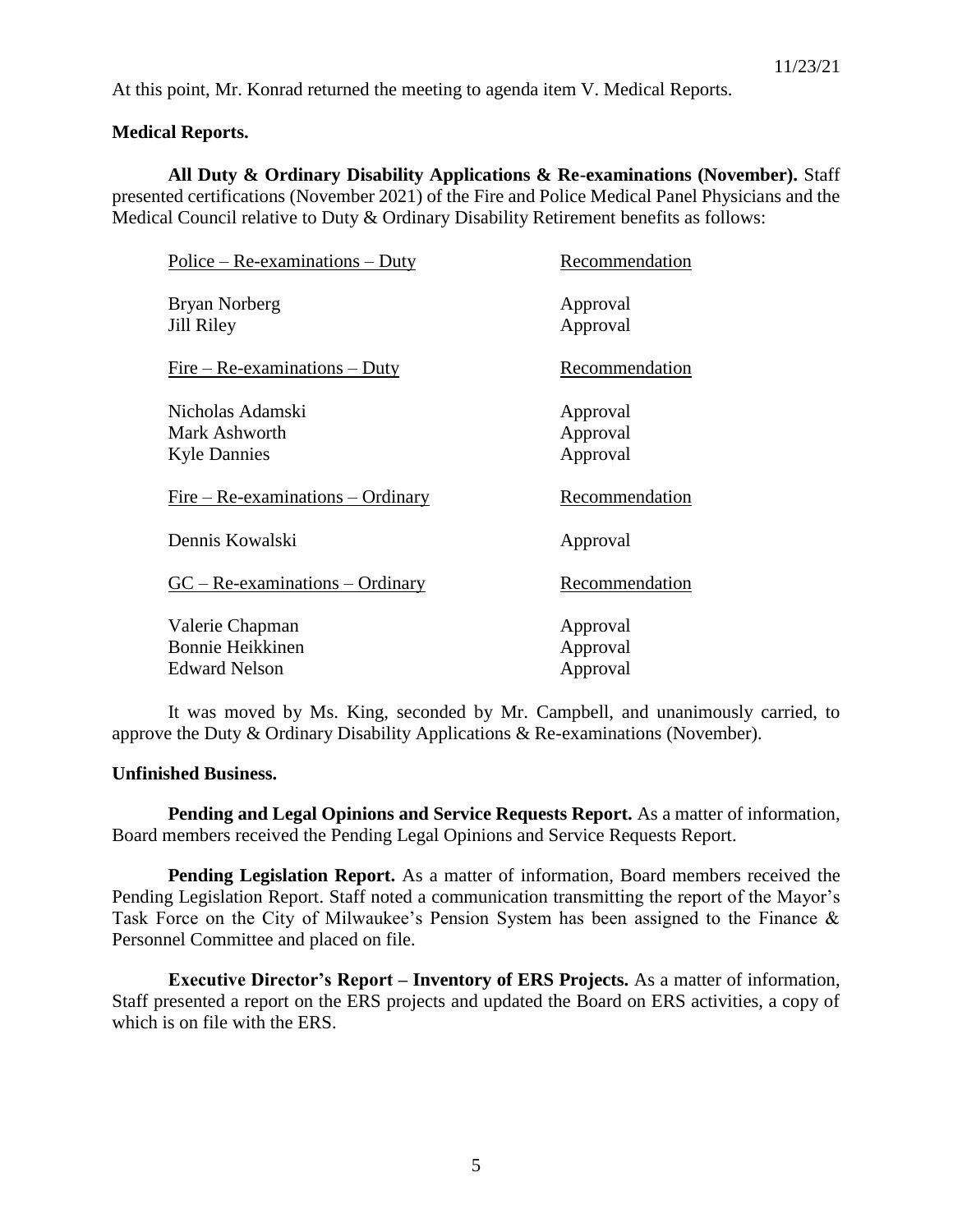At this point, Mr. Konrad returned the meeting to agenda item V. Medical Reports.

**Medical Reports.**

**All Duty & Ordinary Disability Applications & Re-examinations (November).** Staff presented certifications (November 2021) of the Fire and Police Medical Panel Physicians and the Medical Council relative to Duty & Ordinary Disability Retirement benefits as follows:

| Police – Re-examinations – Duty | Recommendation |
|---|---|
| Bryan Norberg | Approval |
| Jill Riley | Approval |

| Fire – Re-examinations – Duty | Recommendation |
|---|---|
| Nicholas Adamski | Approval |
| Mark Ashworth | Approval |
| Kyle Dannies | Approval |

| Fire – Re-examinations – Ordinary | Recommendation |
|---|---|
| Dennis Kowalski | Approval |

| GC – Re-examinations – Ordinary | Recommendation |
|---|---|
| Valerie Chapman | Approval |
| Bonnie Heikkinen | Approval |
| Edward Nelson | Approval |

It was moved by Ms. King, seconded by Mr. Campbell, and unanimously carried, to approve the Duty & Ordinary Disability Applications & Re-examinations (November).

**Unfinished Business.**

**Pending and Legal Opinions and Service Requests Report.** As a matter of information, Board members received the Pending Legal Opinions and Service Requests Report.

**Pending Legislation Report.** As a matter of information, Board members received the Pending Legislation Report. Staff noted a communication transmitting the report of the Mayor's Task Force on the City of Milwaukee's Pension System has been assigned to the Finance & Personnel Committee and placed on file.

**Executive Director's Report – Inventory of ERS Projects.** As a matter of information, Staff presented a report on the ERS projects and updated the Board on ERS activities, a copy of which is on file with the ERS.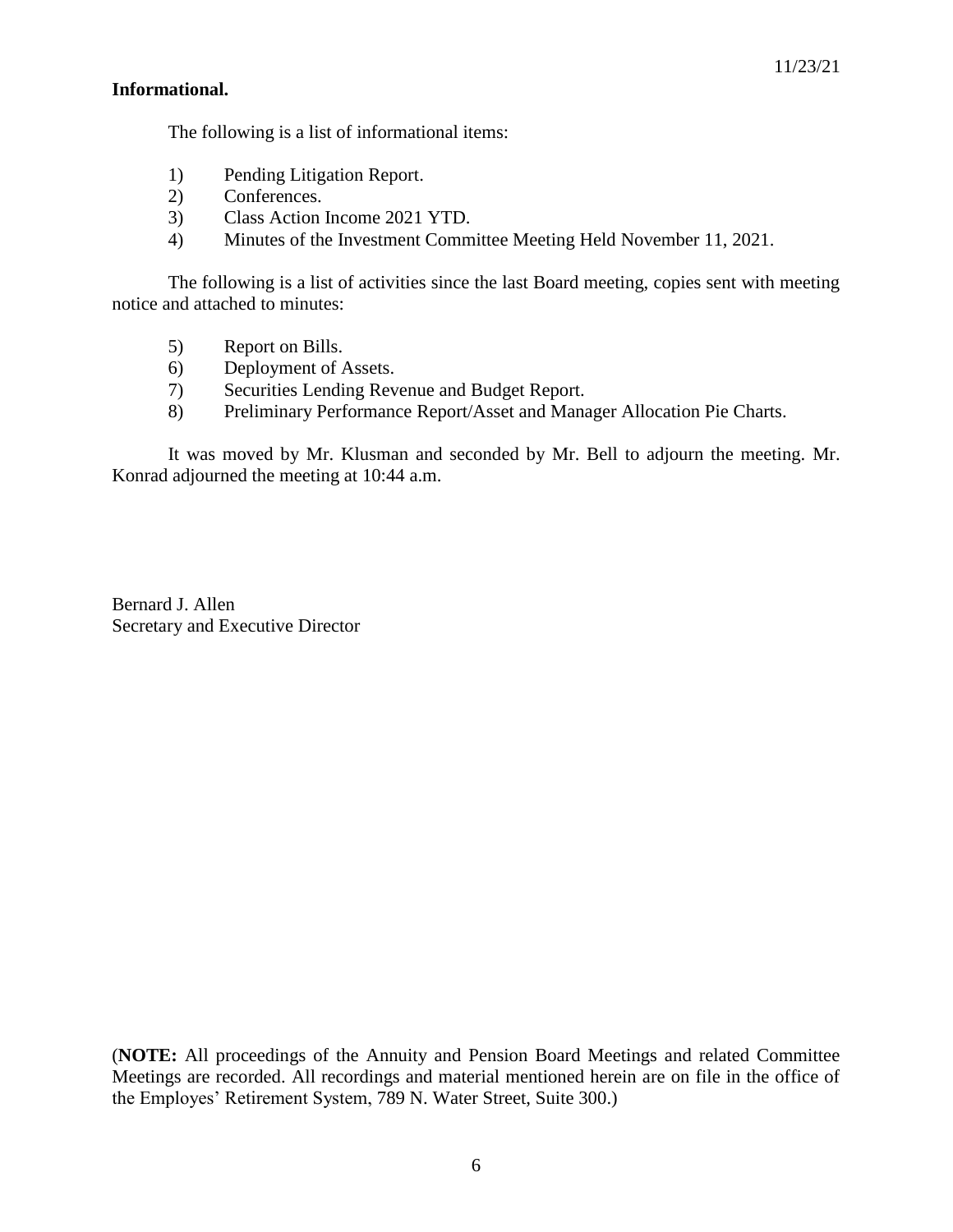**Informational.**

The following is a list of informational items:

1) Pending Litigation Report.
2) Conferences.
3) Class Action Income 2021 YTD.
4) Minutes of the Investment Committee Meeting Held November 11, 2021.

The following is a list of activities since the last Board meeting, copies sent with meeting notice and attached to minutes:

5) Report on Bills.
6) Deployment of Assets.
7) Securities Lending Revenue and Budget Report.
8) Preliminary Performance Report/Asset and Manager Allocation Pie Charts.

It was moved by Mr. Klusman and seconded by Mr. Bell to adjourn the meeting. Mr. Konrad adjourned the meeting at 10:44 a.m.

Bernard J. Allen
Secretary and Executive Director

(**NOTE:** All proceedings of the Annuity and Pension Board Meetings and related Committee Meetings are recorded. All recordings and material mentioned herein are on file in the office of the Employes' Retirement System, 789 N. Water Street, Suite 300.)